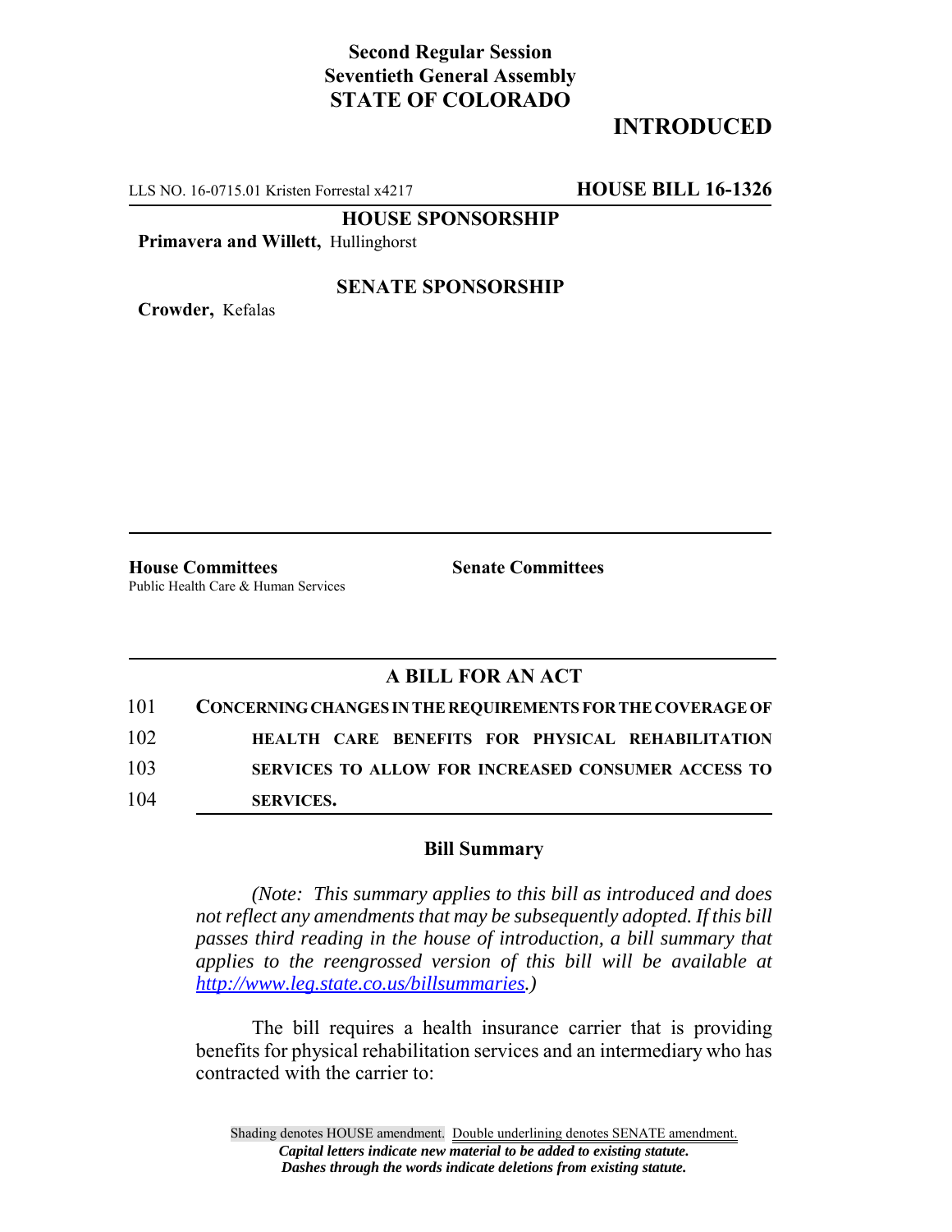**Second Regular Session**
**Seventieth General Assembly**
**STATE OF COLORADO**

# INTRODUCED

LLS NO. 16-0715.01 Kristen Forrestal x4217 **HOUSE BILL 16-1326**

**HOUSE SPONSORSHIP**

**Primavera and Willett,** Hullinghorst

**SENATE SPONSORSHIP**

**Crowder,** Kefalas

**House Committees**
Public Health Care & Human Services

**Senate Committees**

## A BILL FOR AN ACT

101 **CONCERNING CHANGES IN THE REQUIREMENTS FOR THE COVERAGE OF**
102 **HEALTH CARE BENEFITS FOR PHYSICAL REHABILITATION**
103 **SERVICES TO ALLOW FOR INCREASED CONSUMER ACCESS TO**
104 **SERVICES.**

### Bill Summary

*(Note: This summary applies to this bill as introduced and does not reflect any amendments that may be subsequently adopted. If this bill passes third reading in the house of introduction, a bill summary that applies to the reengrossed version of this bill will be available at http://www.leg.state.co.us/billsummaries.)*

The bill requires a health insurance carrier that is providing benefits for physical rehabilitation services and an intermediary who has contracted with the carrier to:

Shading denotes HOUSE amendment. Double underlining denotes SENATE amendment.
***Capital letters indicate new material to be added to existing statute.***
***Dashes through the words indicate deletions from existing statute.***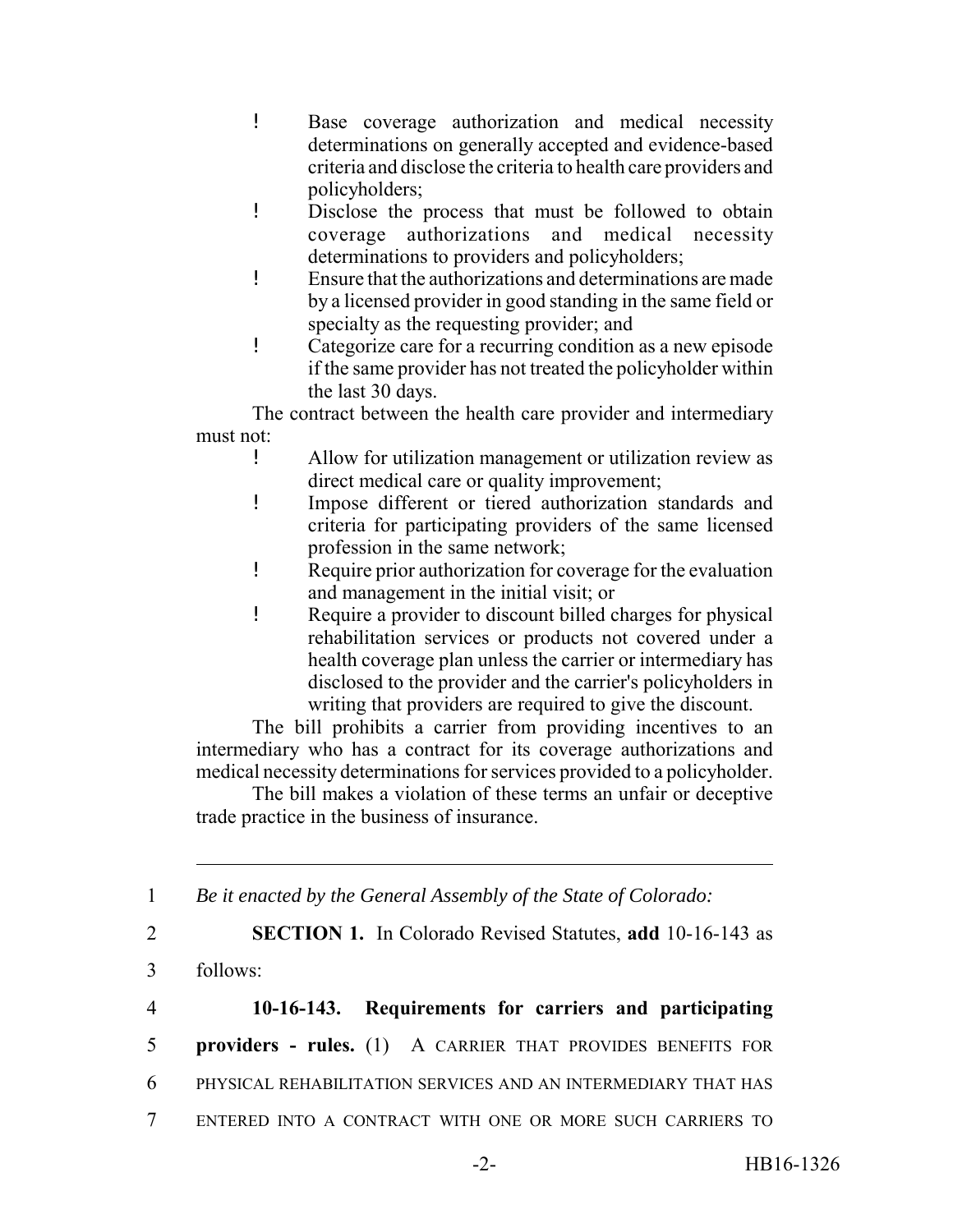- Base coverage authorization and medical necessity determinations on generally accepted and evidence-based criteria and disclose the criteria to health care providers and policyholders;
- Disclose the process that must be followed to obtain coverage authorizations and medical necessity determinations to providers and policyholders;
- Ensure that the authorizations and determinations are made by a licensed provider in good standing in the same field or specialty as the requesting provider; and
- Categorize care for a recurring condition as a new episode if the same provider has not treated the policyholder within the last 30 days.

The contract between the health care provider and intermediary must not:

- Allow for utilization management or utilization review as direct medical care or quality improvement;
- Impose different or tiered authorization standards and criteria for participating providers of the same licensed profession in the same network;
- Require prior authorization for coverage for the evaluation and management in the initial visit; or
- Require a provider to discount billed charges for physical rehabilitation services or products not covered under a health coverage plan unless the carrier or intermediary has disclosed to the provider and the carrier's policyholders in writing that providers are required to give the discount.

The bill prohibits a carrier from providing incentives to an intermediary who has a contract for its coverage authorizations and medical necessity determinations for services provided to a policyholder.

The bill makes a violation of these terms an unfair or deceptive trade practice in the business of insurance.

---

1 *Be it enacted by the General Assembly of the State of Colorado:*

2 **SECTION 1.** In Colorado Revised Statutes, **add** 10-16-143 as

3 follows:

4 **10-16-143. Requirements for carriers and participating**

5 **providers - rules.** (1) A CARRIER THAT PROVIDES BENEFITS FOR

6 PHYSICAL REHABILITATION SERVICES AND AN INTERMEDIARY THAT HAS

7 ENTERED INTO A CONTRACT WITH ONE OR MORE SUCH CARRIERS TO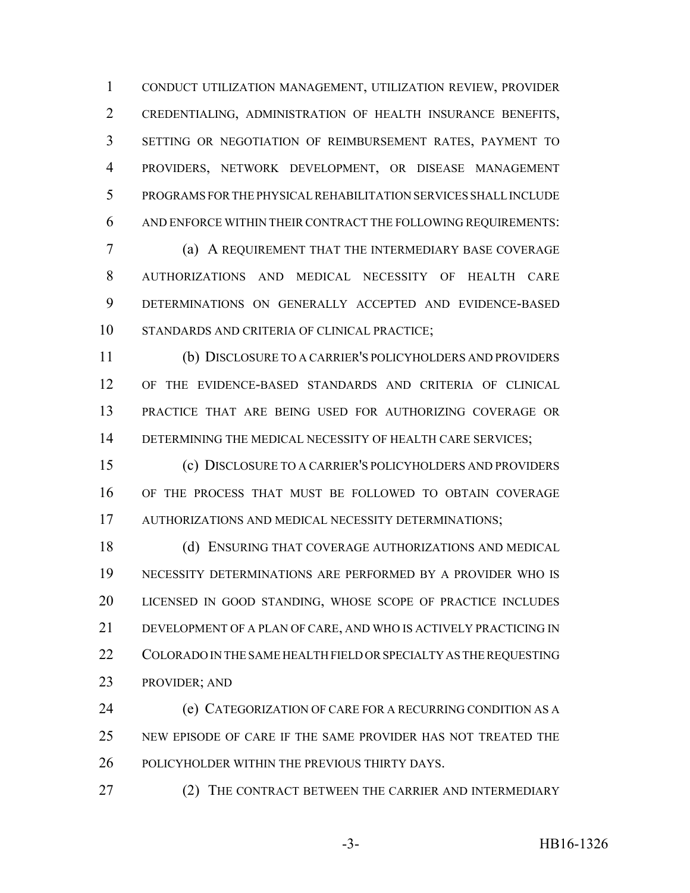CONDUCT UTILIZATION MANAGEMENT, UTILIZATION REVIEW, PROVIDER CREDENTIALING, ADMINISTRATION OF HEALTH INSURANCE BENEFITS, SETTING OR NEGOTIATION OF REIMBURSEMENT RATES, PAYMENT TO PROVIDERS, NETWORK DEVELOPMENT, OR DISEASE MANAGEMENT PROGRAMS FOR THE PHYSICAL REHABILITATION SERVICES SHALL INCLUDE AND ENFORCE WITHIN THEIR CONTRACT THE FOLLOWING REQUIREMENTS:

(a) A REQUIREMENT THAT THE INTERMEDIARY BASE COVERAGE AUTHORIZATIONS AND MEDICAL NECESSITY OF HEALTH CARE DETERMINATIONS ON GENERALLY ACCEPTED AND EVIDENCE-BASED STANDARDS AND CRITERIA OF CLINICAL PRACTICE;

(b) DISCLOSURE TO A CARRIER'S POLICYHOLDERS AND PROVIDERS OF THE EVIDENCE-BASED STANDARDS AND CRITERIA OF CLINICAL PRACTICE THAT ARE BEING USED FOR AUTHORIZING COVERAGE OR DETERMINING THE MEDICAL NECESSITY OF HEALTH CARE SERVICES;

(c) DISCLOSURE TO A CARRIER'S POLICYHOLDERS AND PROVIDERS OF THE PROCESS THAT MUST BE FOLLOWED TO OBTAIN COVERAGE AUTHORIZATIONS AND MEDICAL NECESSITY DETERMINATIONS;

(d) ENSURING THAT COVERAGE AUTHORIZATIONS AND MEDICAL NECESSITY DETERMINATIONS ARE PERFORMED BY A PROVIDER WHO IS LICENSED IN GOOD STANDING, WHOSE SCOPE OF PRACTICE INCLUDES DEVELOPMENT OF A PLAN OF CARE, AND WHO IS ACTIVELY PRACTICING IN COLORADO IN THE SAME HEALTH FIELD OR SPECIALTY AS THE REQUESTING PROVIDER; AND

(e) CATEGORIZATION OF CARE FOR A RECURRING CONDITION AS A NEW EPISODE OF CARE IF THE SAME PROVIDER HAS NOT TREATED THE POLICYHOLDER WITHIN THE PREVIOUS THIRTY DAYS.

(2) THE CONTRACT BETWEEN THE CARRIER AND INTERMEDIARY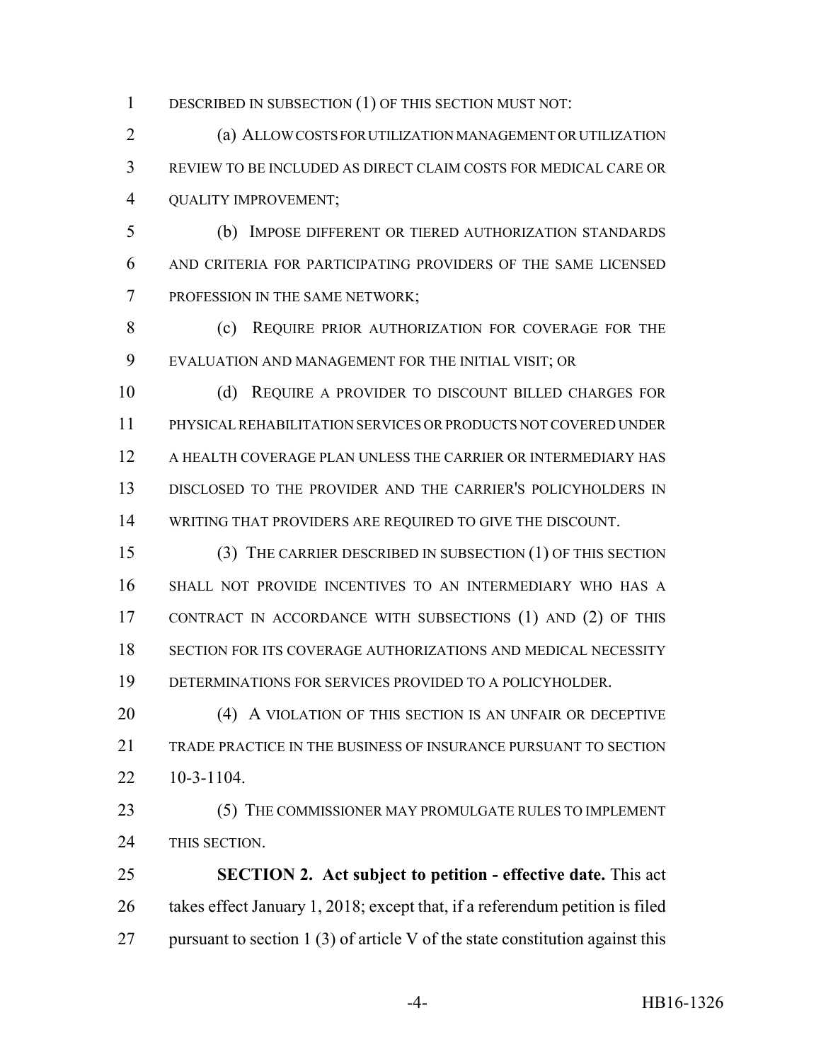DESCRIBED IN SUBSECTION (1) OF THIS SECTION MUST NOT:

(a) ALLOW COSTS FOR UTILIZATION MANAGEMENT OR UTILIZATION REVIEW TO BE INCLUDED AS DIRECT CLAIM COSTS FOR MEDICAL CARE OR QUALITY IMPROVEMENT;

(b) IMPOSE DIFFERENT OR TIERED AUTHORIZATION STANDARDS AND CRITERIA FOR PARTICIPATING PROVIDERS OF THE SAME LICENSED PROFESSION IN THE SAME NETWORK;

(c) REQUIRE PRIOR AUTHORIZATION FOR COVERAGE FOR THE EVALUATION AND MANAGEMENT FOR THE INITIAL VISIT; OR

(d) REQUIRE A PROVIDER TO DISCOUNT BILLED CHARGES FOR PHYSICAL REHABILITATION SERVICES OR PRODUCTS NOT COVERED UNDER A HEALTH COVERAGE PLAN UNLESS THE CARRIER OR INTERMEDIARY HAS DISCLOSED TO THE PROVIDER AND THE CARRIER'S POLICYHOLDERS IN WRITING THAT PROVIDERS ARE REQUIRED TO GIVE THE DISCOUNT.

(3) THE CARRIER DESCRIBED IN SUBSECTION (1) OF THIS SECTION SHALL NOT PROVIDE INCENTIVES TO AN INTERMEDIARY WHO HAS A CONTRACT IN ACCORDANCE WITH SUBSECTIONS (1) AND (2) OF THIS SECTION FOR ITS COVERAGE AUTHORIZATIONS AND MEDICAL NECESSITY DETERMINATIONS FOR SERVICES PROVIDED TO A POLICYHOLDER.

(4) A VIOLATION OF THIS SECTION IS AN UNFAIR OR DECEPTIVE TRADE PRACTICE IN THE BUSINESS OF INSURANCE PURSUANT TO SECTION 10-3-1104.

(5) THE COMMISSIONER MAY PROMULGATE RULES TO IMPLEMENT THIS SECTION.

**SECTION 2. Act subject to petition - effective date.** This act takes effect January 1, 2018; except that, if a referendum petition is filed pursuant to section 1 (3) of article V of the state constitution against this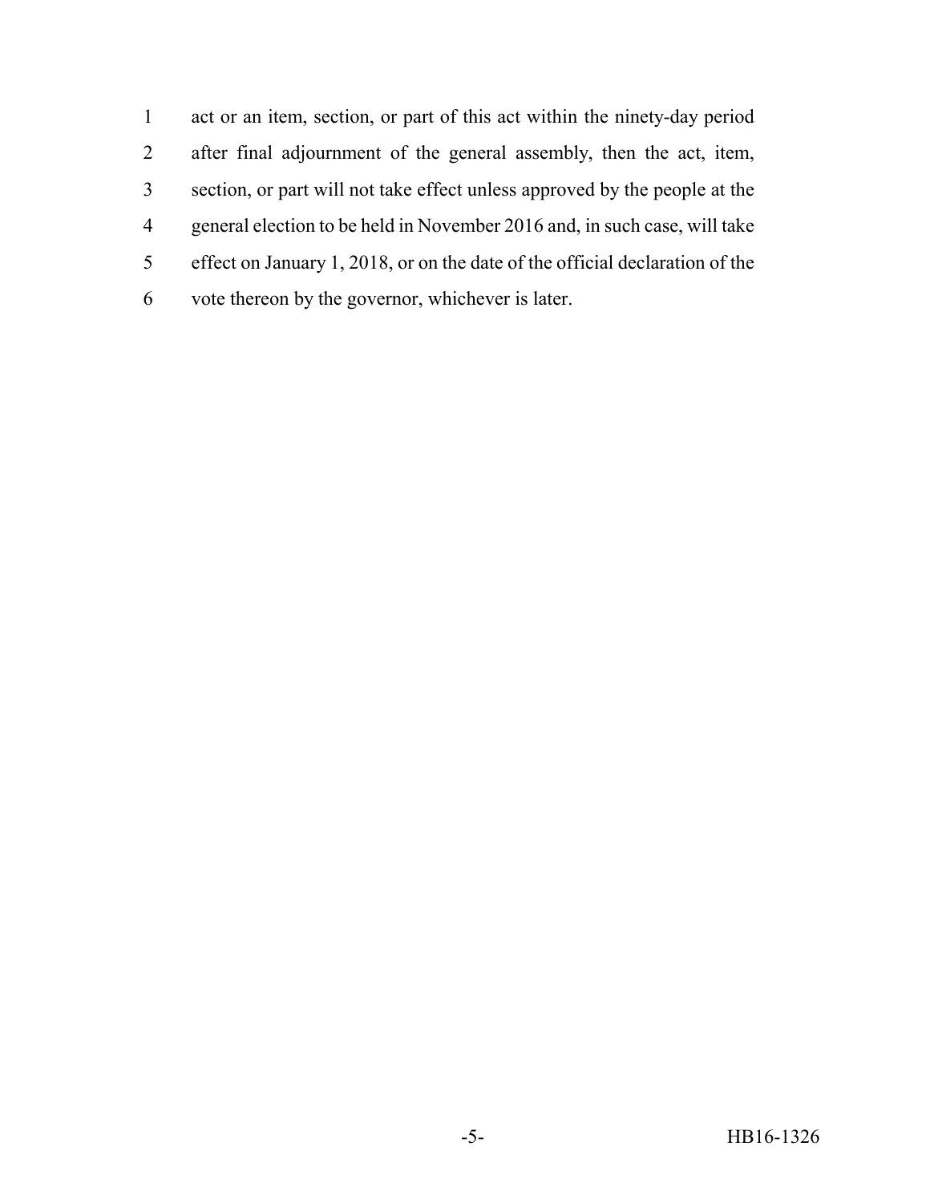act or an item, section, or part of this act within the ninety-day period after final adjournment of the general assembly, then the act, item, section, or part will not take effect unless approved by the people at the general election to be held in November 2016 and, in such case, will take effect on January 1, 2018, or on the date of the official declaration of the vote thereon by the governor, whichever is later.